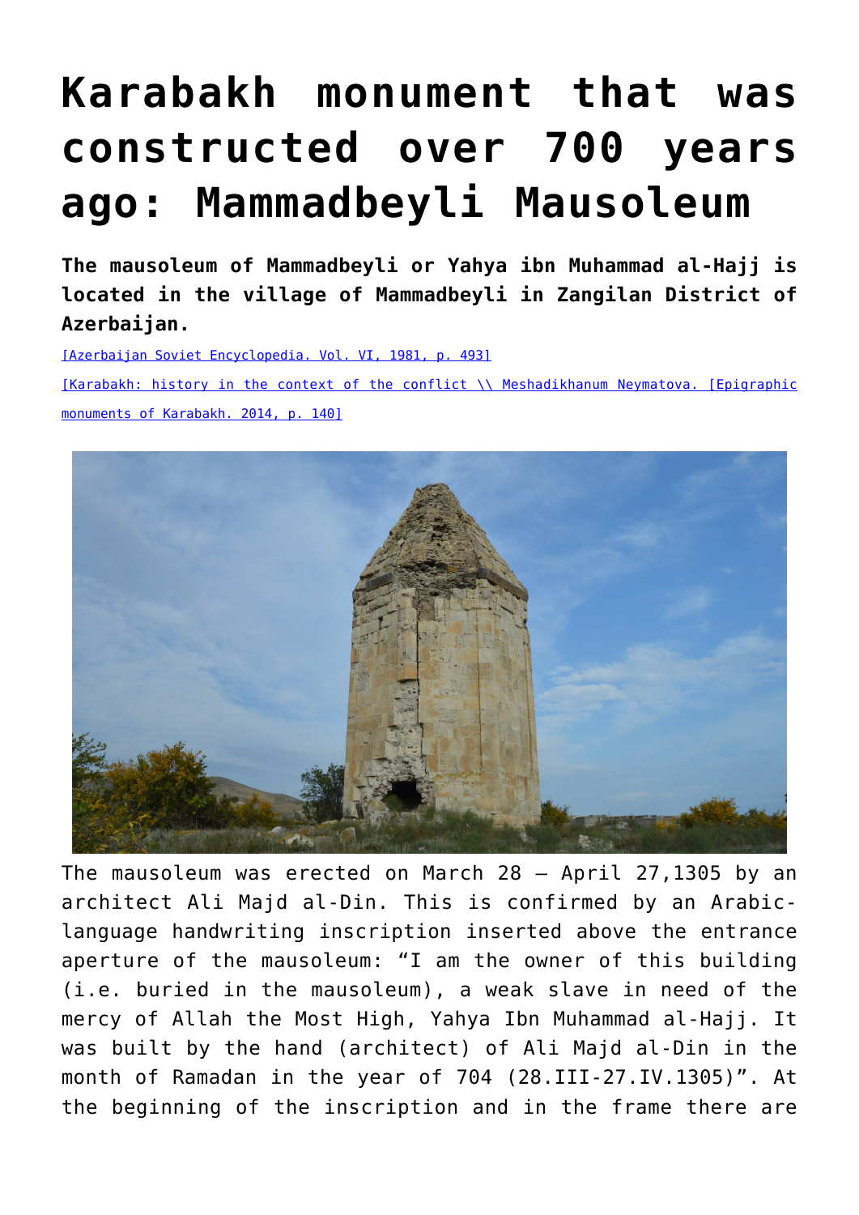# Karabakh monument that was constructed over 700 years ago: Mammadbeyli Mausoleum

**The mausoleum of Mammadbeyli or Yahya ibn Muhammad al-Hajj is located in the village of Mammadbeyli in Zangilan District of Azerbaijan.**

[Azerbaijan Soviet Encyclopedia. Vol. VI, 1981, p. 493]

[Karabakh: history in the context of the conflict \\ Meshadikhanum Neymatova. [Epigraphic monuments of Karabakh. 2014, p. 140]

The mausoleum was erected on March 28 – April 27,1305 by an architect Ali Majd al-Din. This is confirmed by an Arabic-language handwriting inscription inserted above the entrance aperture of the mausoleum: "I am the owner of this building (i.e. buried in the mausoleum), a weak slave in need of the mercy of Allah the Most High, Yahya Ibn Muhammad al-Hajj. It was built by the hand (architect) of Ali Majd al-Din in the month of Ramadan in the year of 704 (28.III-27.IV.1305)". At the beginning of the inscription and in the frame there are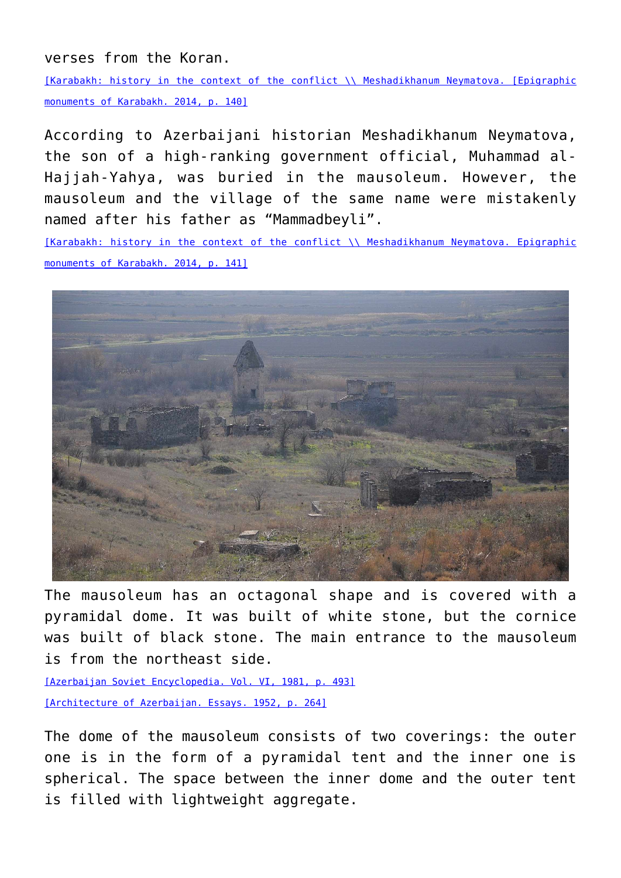verses from the Koran.

[Karabakh: history in the context of the conflict \\ Meshadikhanum Neymatova. [Epigraphic monuments of Karabakh. 2014, p. 140]

According to Azerbaijani historian Meshadikhanum Neymatova, the son of a high-ranking government official, Muhammad al-Hajjah-Yahya, was buried in the mausoleum. However, the mausoleum and the village of the same name were mistakenly named after his father as “Mammadbeyli”.

[Karabakh: history in the context of the conflict \\ Meshadikhanum Neymatova. Epigraphic monuments of Karabakh. 2014, p. 141]

The mausoleum has an octagonal shape and is covered with a pyramidal dome. It was built of white stone, but the cornice was built of black stone. The main entrance to the mausoleum is from the northeast side.

[Azerbaijan Soviet Encyclopedia. Vol. VI, 1981, p. 493]

[Architecture of Azerbaijan. Essays. 1952, p. 264]

The dome of the mausoleum consists of two coverings: the outer one is in the form of a pyramidal tent and the inner one is spherical. The space between the inner dome and the outer tent is filled with lightweight aggregate.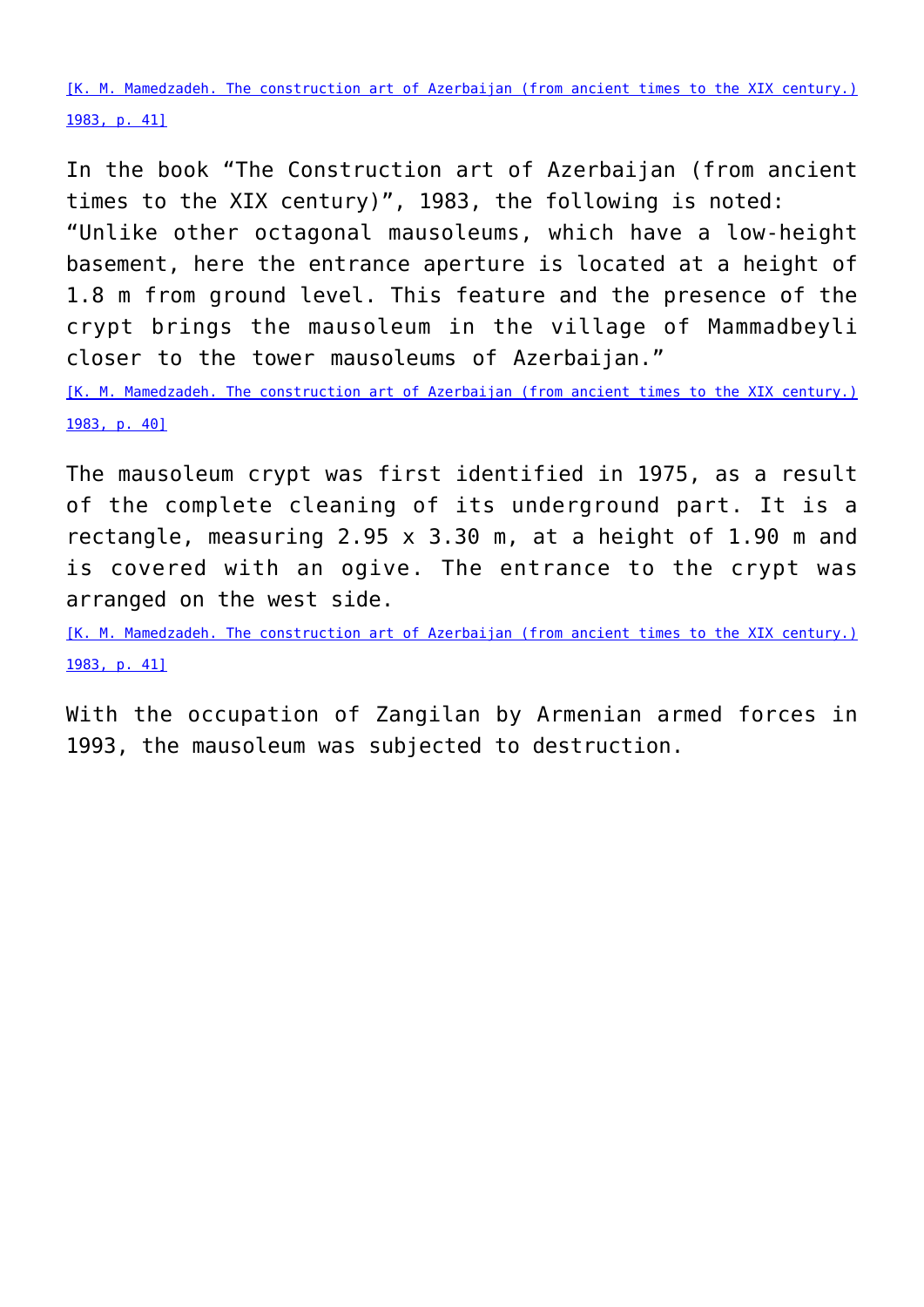[K. M. Mamedzadeh. The construction art of Azerbaijan (from ancient times to the XIX century.) 1983, p. 41]

In the book “The Construction art of Azerbaijan (from ancient times to the XIX century)”, 1983, the following is noted:
“Unlike other octagonal mausoleums, which have a low-height basement, here the entrance aperture is located at a height of 1.8 m from ground level. This feature and the presence of the crypt brings the mausoleum in the village of Mammadbeyli closer to the tower mausoleums of Azerbaijan.”

[K. M. Mamedzadeh. The construction art of Azerbaijan (from ancient times to the XIX century.) 1983, p. 40]

The mausoleum crypt was first identified in 1975, as a result of the complete cleaning of its underground part. It is a rectangle, measuring 2.95 x 3.30 m, at a height of 1.90 m and is covered with an ogive. The entrance to the crypt was arranged on the west side.

[K. M. Mamedzadeh. The construction art of Azerbaijan (from ancient times to the XIX century.) 1983, p. 41]

With the occupation of Zangilan by Armenian armed forces in 1993, the mausoleum was subjected to destruction.